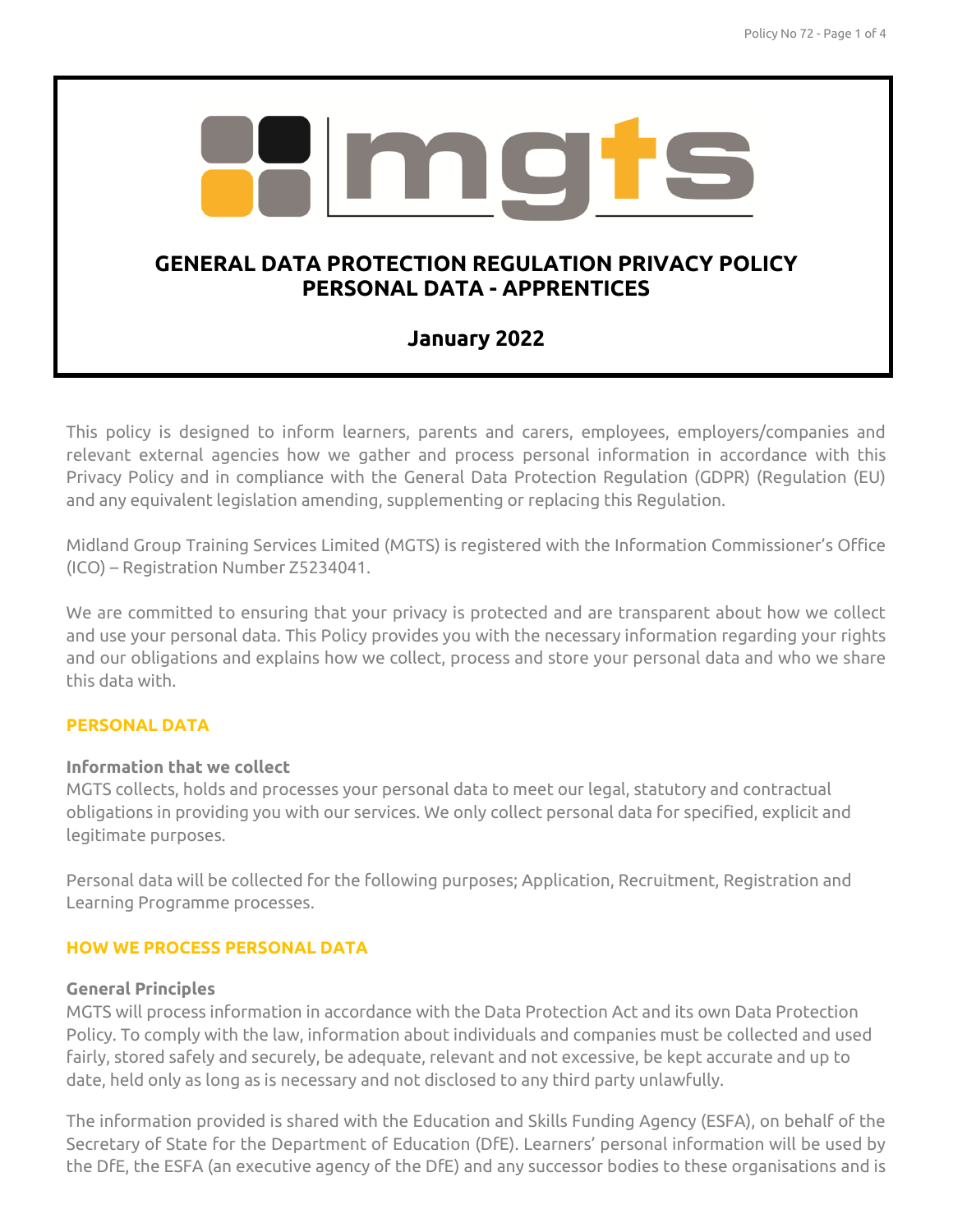# GENERAL DATA PROTECTION REGULATION PRIVACY POLICY
# PERSONAL DATA - APPRENTICES

## January 2022

This policy is designed to inform learners, parents and carers, employees, employers/companies and relevant external agencies how we gather and process personal information in accordance with this Privacy Policy and in compliance with the General Data Protection Regulation (GDPR) (Regulation (EU) and any equivalent legislation amending, supplementing or replacing this Regulation.

Midland Group Training Services Limited (MGTS) is registered with the Information Commissioner's Office (ICO) – Registration Number Z5234041.

We are committed to ensuring that your privacy is protected and are transparent about how we collect and use your personal data. This Policy provides you with the necessary information regarding your rights and our obligations and explains how we collect, process and store your personal data and who we share this data with.

## PERSONAL DATA

### Information that we collect

MGTS collects, holds and processes your personal data to meet our legal, statutory and contractual obligations in providing you with our services. We only collect personal data for specified, explicit and legitimate purposes.

Personal data will be collected for the following purposes; Application, Recruitment, Registration and Learning Programme processes.

## HOW WE PROCESS PERSONAL DATA

### General Principles

MGTS will process information in accordance with the Data Protection Act and its own Data Protection Policy. To comply with the law, information about individuals and companies must be collected and used fairly, stored safely and securely, be adequate, relevant and not excessive, be kept accurate and up to date, held only as long as is necessary and not disclosed to any third party unlawfully.

The information provided is shared with the Education and Skills Funding Agency (ESFA), on behalf of the Secretary of State for the Department of Education (DfE). Learners' personal information will be used by the DfE, the ESFA (an executive agency of the DfE) and any successor bodies to these organisations and is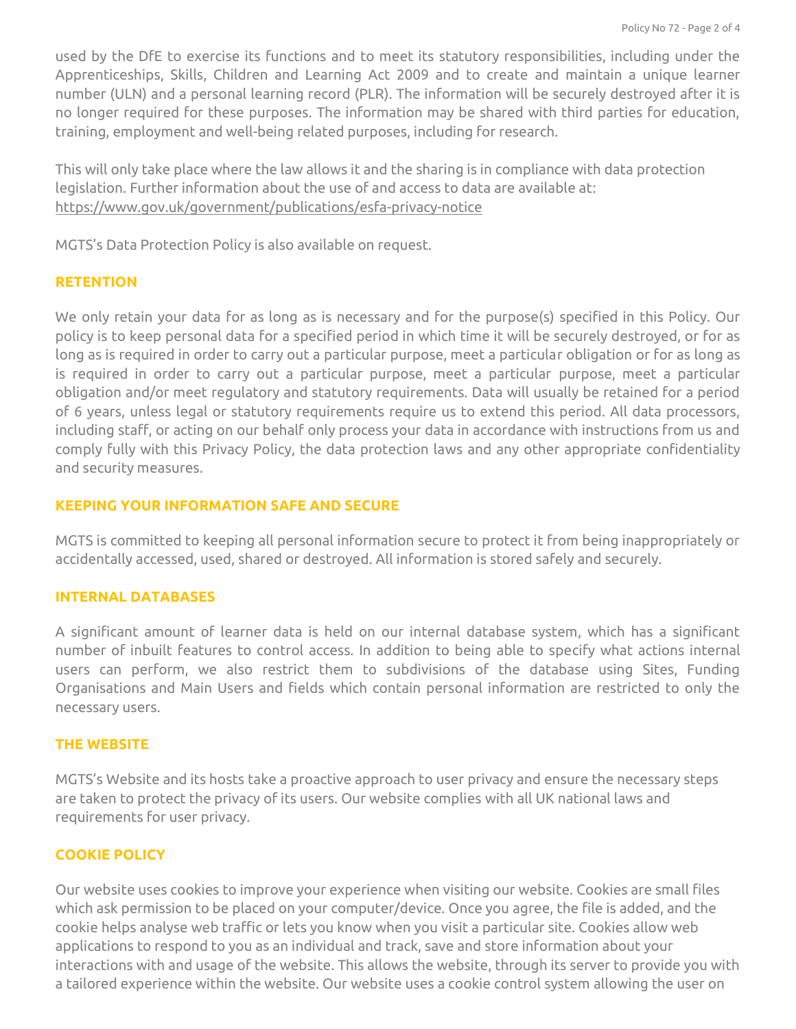used by the DfE to exercise its functions and to meet its statutory responsibilities, including under the Apprenticeships, Skills, Children and Learning Act 2009 and to create and maintain a unique learner number (ULN) and a personal learning record (PLR). The information will be securely destroyed after it is no longer required for these purposes. The information may be shared with third parties for education, training, employment and well-being related purposes, including for research.

This will only take place where the law allows it and the sharing is in compliance with data protection legislation. Further information about the use of and access to data are available at: https://www.gov.uk/government/publications/esfa-privacy-notice

MGTS's Data Protection Policy is also available on request.

## RETENTION

We only retain your data for as long as is necessary and for the purpose(s) specified in this Policy. Our policy is to keep personal data for a specified period in which time it will be securely destroyed, or for as long as is required in order to carry out a particular purpose, meet a particular obligation or for as long as is required in order to carry out a particular purpose, meet a particular purpose, meet a particular obligation and/or meet regulatory and statutory requirements. Data will usually be retained for a period of 6 years, unless legal or statutory requirements require us to extend this period. All data processors, including staff, or acting on our behalf only process your data in accordance with instructions from us and comply fully with this Privacy Policy, the data protection laws and any other appropriate confidentiality and security measures.

## KEEPING YOUR INFORMATION SAFE AND SECURE

MGTS is committed to keeping all personal information secure to protect it from being inappropriately or accidentally accessed, used, shared or destroyed. All information is stored safely and securely.

## INTERNAL DATABASES

A significant amount of learner data is held on our internal database system, which has a significant number of inbuilt features to control access. In addition to being able to specify what actions internal users can perform, we also restrict them to subdivisions of the database using Sites, Funding Organisations and Main Users and fields which contain personal information are restricted to only the necessary users.

## THE WEBSITE

MGTS's Website and its hosts take a proactive approach to user privacy and ensure the necessary steps are taken to protect the privacy of its users. Our website complies with all UK national laws and requirements for user privacy.

## COOKIE POLICY

Our website uses cookies to improve your experience when visiting our website. Cookies are small files which ask permission to be placed on your computer/device. Once you agree, the file is added, and the cookie helps analyse web traffic or lets you know when you visit a particular site. Cookies allow web applications to respond to you as an individual and track, save and store information about your interactions with and usage of the website. This allows the website, through its server to provide you with a tailored experience within the website. Our website uses a cookie control system allowing the user on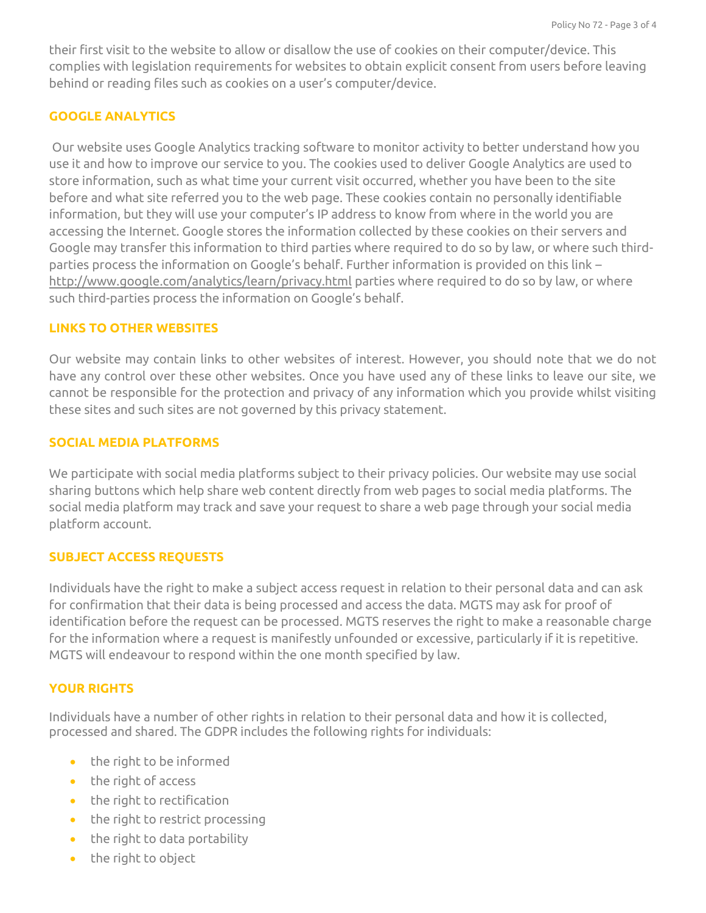their first visit to the website to allow or disallow the use of cookies on their computer/device. This complies with legislation requirements for websites to obtain explicit consent from users before leaving behind or reading files such as cookies on a user's computer/device.

## GOOGLE ANALYTICS

Our website uses Google Analytics tracking software to monitor activity to better understand how you use it and how to improve our service to you. The cookies used to deliver Google Analytics are used to store information, such as what time your current visit occurred, whether you have been to the site before and what site referred you to the web page. These cookies contain no personally identifiable information, but they will use your computer's IP address to know from where in the world you are accessing the Internet. Google stores the information collected by these cookies on their servers and Google may transfer this information to third parties where required to do so by law, or where such third-parties process the information on Google's behalf. Further information is provided on this link – http://www.google.com/analytics/learn/privacy.html parties where required to do so by law, or where such third-parties process the information on Google's behalf.

## LINKS TO OTHER WEBSITES

Our website may contain links to other websites of interest. However, you should note that we do not have any control over these other websites. Once you have used any of these links to leave our site, we cannot be responsible for the protection and privacy of any information which you provide whilst visiting these sites and such sites are not governed by this privacy statement.

## SOCIAL MEDIA PLATFORMS

We participate with social media platforms subject to their privacy policies. Our website may use social sharing buttons which help share web content directly from web pages to social media platforms. The social media platform may track and save your request to share a web page through your social media platform account.

## SUBJECT ACCESS REQUESTS

Individuals have the right to make a subject access request in relation to their personal data and can ask for confirmation that their data is being processed and access the data. MGTS may ask for proof of identification before the request can be processed. MGTS reserves the right to make a reasonable charge for the information where a request is manifestly unfounded or excessive, particularly if it is repetitive. MGTS will endeavour to respond within the one month specified by law.

## YOUR RIGHTS

Individuals have a number of other rights in relation to their personal data and how it is collected, processed and shared. The GDPR includes the following rights for individuals:

- the right to be informed
- the right of access
- the right to rectification
- the right to restrict processing
- the right to data portability
- the right to object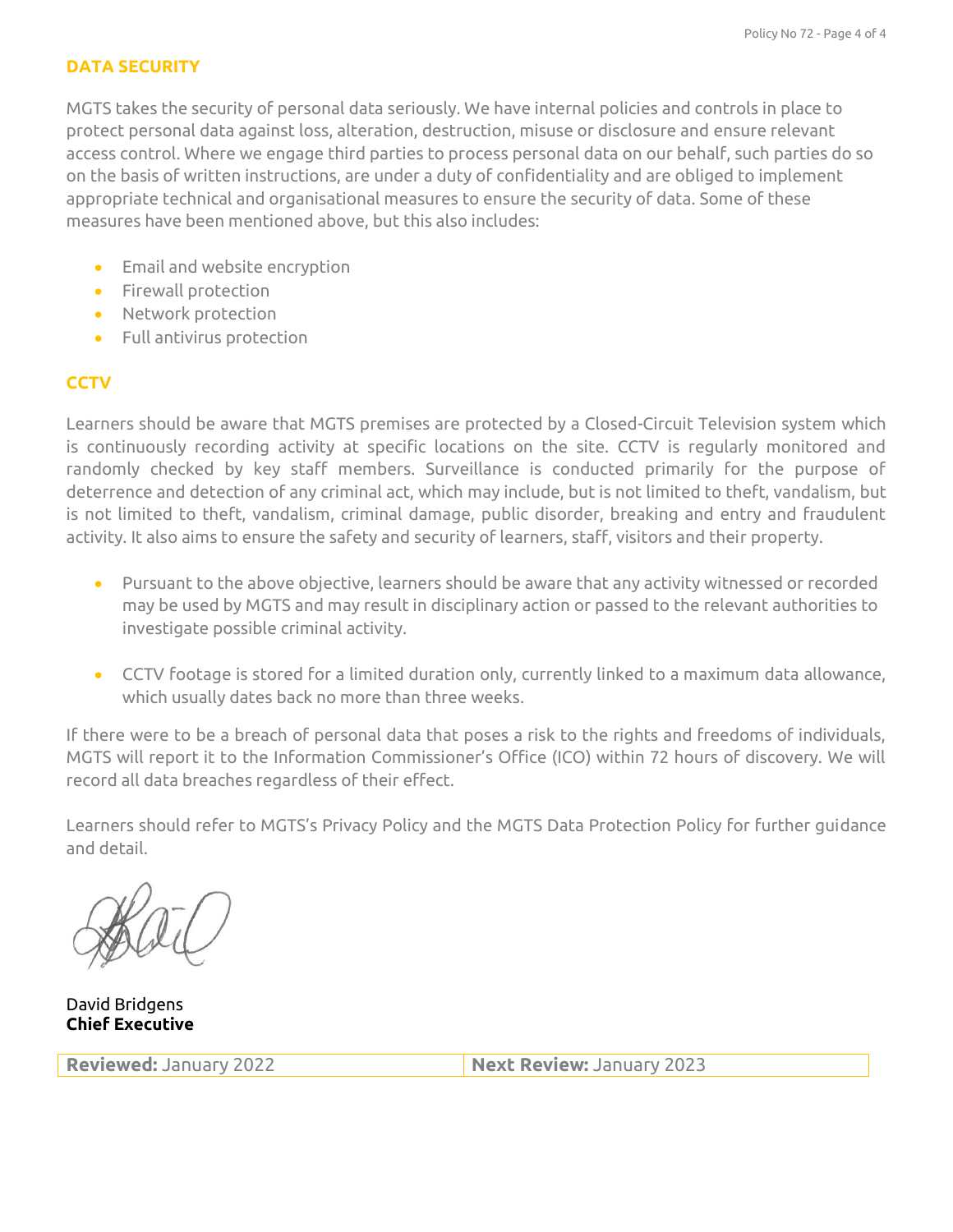## DATA SECURITY

MGTS takes the security of personal data seriously. We have internal policies and controls in place to protect personal data against loss, alteration, destruction, misuse or disclosure and ensure relevant access control. Where we engage third parties to process personal data on our behalf, such parties do so on the basis of written instructions, are under a duty of confidentiality and are obliged to implement appropriate technical and organisational measures to ensure the security of data. Some of these measures have been mentioned above, but this also includes:

- Email and website encryption
- Firewall protection
- Network protection
- Full antivirus protection

## CCTV

Learners should be aware that MGTS premises are protected by a Closed-Circuit Television system which is continuously recording activity at specific locations on the site. CCTV is regularly monitored and randomly checked by key staff members. Surveillance is conducted primarily for the purpose of deterrence and detection of any criminal act, which may include, but is not limited to theft, vandalism, but is not limited to theft, vandalism, criminal damage, public disorder, breaking and entry and fraudulent activity. It also aims to ensure the safety and security of learners, staff, visitors and their property.

- Pursuant to the above objective, learners should be aware that any activity witnessed or recorded may be used by MGTS and may result in disciplinary action or passed to the relevant authorities to investigate possible criminal activity.

- CCTV footage is stored for a limited duration only, currently linked to a maximum data allowance, which usually dates back no more than three weeks.

If there were to be a breach of personal data that poses a risk to the rights and freedoms of individuals, MGTS will report it to the Information Commissioner's Office (ICO) within 72 hours of discovery. We will record all data breaches regardless of their effect.

Learners should refer to MGTS's Privacy Policy and the MGTS Data Protection Policy for further guidance and detail.

David Bridgens
**Chief Executive**

| | |
|---|---|
| **Reviewed:** January 2022 | **Next Review:** January 2023 |